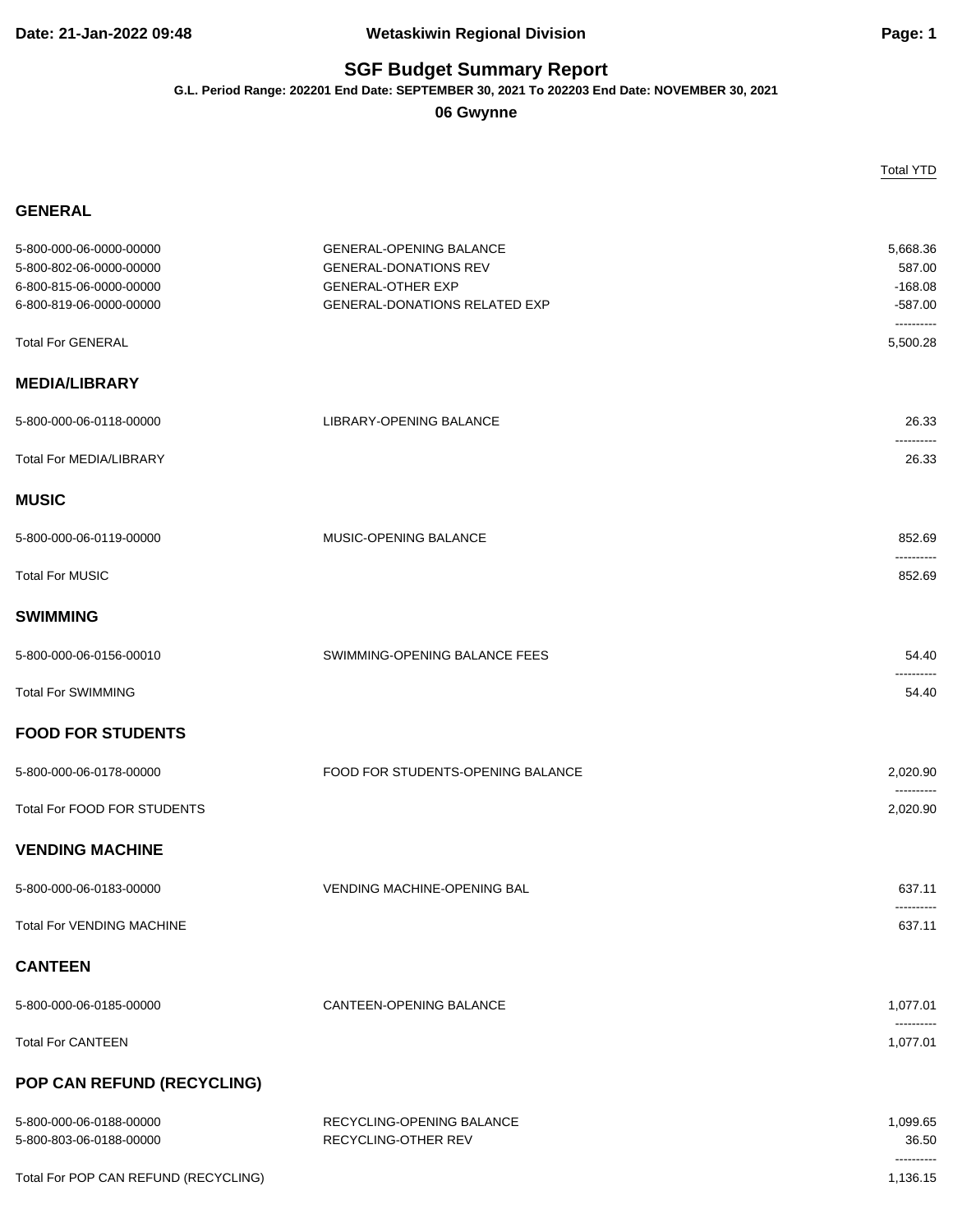# SGF Budget Summary Report

**G.L. Period Range: 202201 End Date: SEPTEMBER 30, 2021 To 202203 End Date: NOVEMBER 30, 2021**

**06 Gwynne**

| Account | Description | Total YTD |
|---|---|---|
| **GENERAL** | | |
| 5-800-000-06-0000-00000 | GENERAL-OPENING BALANCE | 5,668.36 |
| 5-800-802-06-0000-00000 | GENERAL-DONATIONS REV | 587.00 |
| 6-800-815-06-0000-00000 | GENERAL-OTHER EXP | -168.08 |
| 6-800-819-06-0000-00000 | GENERAL-DONATIONS RELATED EXP | -587.00 |
| Total For GENERAL | | 5,500.28 |
| **MEDIA/LIBRARY** | | |
| 5-800-000-06-0118-00000 | LIBRARY-OPENING BALANCE | 26.33 |
| Total For MEDIA/LIBRARY | | 26.33 |
| **MUSIC** | | |
| 5-800-000-06-0119-00000 | MUSIC-OPENING BALANCE | 852.69 |
| Total For MUSIC | | 852.69 |
| **SWIMMING** | | |
| 5-800-000-06-0156-00010 | SWIMMING-OPENING BALANCE FEES | 54.40 |
| Total For SWIMMING | | 54.40 |
| **FOOD FOR STUDENTS** | | |
| 5-800-000-06-0178-00000 | FOOD FOR STUDENTS-OPENING BALANCE | 2,020.90 |
| Total For FOOD FOR STUDENTS | | 2,020.90 |
| **VENDING MACHINE** | | |
| 5-800-000-06-0183-00000 | VENDING MACHINE-OPENING BAL | 637.11 |
| Total For VENDING MACHINE | | 637.11 |
| **CANTEEN** | | |
| 5-800-000-06-0185-00000 | CANTEEN-OPENING BALANCE | 1,077.01 |
| Total For CANTEEN | | 1,077.01 |
| **POP CAN REFUND (RECYCLING)** | | |
| 5-800-000-06-0188-00000 | RECYCLING-OPENING BALANCE | 1,099.65 |
| 5-800-803-06-0188-00000 | RECYCLING-OTHER REV | 36.50 |
| Total For POP CAN REFUND (RECYCLING) | | 1,136.15 |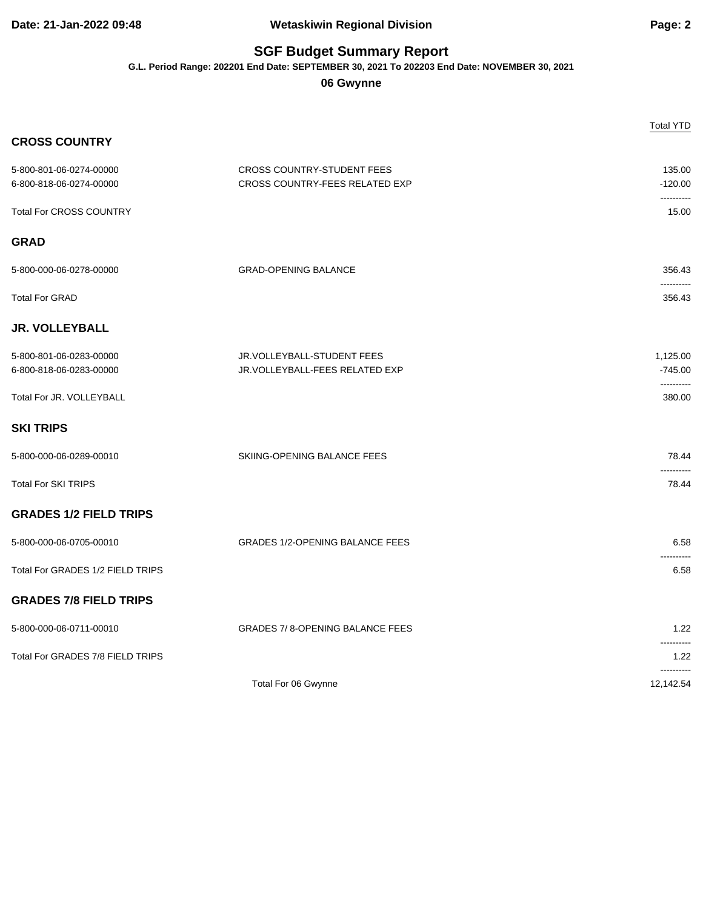**SGF Budget Summary Report**

**G.L. Period Range: 202201 End Date: SEPTEMBER 30, 2021 To 202203 End Date: NOVEMBER 30, 2021**

**06 Gwynne**

| | | Total YTD |
|---|---|---|
| **CROSS COUNTRY** | | |
| 5-800-801-06-0274-00000 | CROSS COUNTRY-STUDENT FEES | 135.00 |
| 6-800-818-06-0274-00000 | CROSS COUNTRY-FEES RELATED EXP | -120.00 |
| Total For CROSS COUNTRY | | 15.00 |
| **GRAD** | | |
| 5-800-000-06-0278-00000 | GRAD-OPENING BALANCE | 356.43 |
| Total For GRAD | | 356.43 |
| **JR. VOLLEYBALL** | | |
| 5-800-801-06-0283-00000 | JR.VOLLEYBALL-STUDENT FEES | 1,125.00 |
| 6-800-818-06-0283-00000 | JR.VOLLEYBALL-FEES RELATED EXP | -745.00 |
| Total For JR. VOLLEYBALL | | 380.00 |
| **SKI TRIPS** | | |
| 5-800-000-06-0289-00010 | SKIING-OPENING BALANCE FEES | 78.44 |
| Total For SKI TRIPS | | 78.44 |
| **GRADES 1/2 FIELD TRIPS** | | |
| 5-800-000-06-0705-00010 | GRADES 1/2-OPENING BALANCE FEES | 6.58 |
| Total For GRADES 1/2 FIELD TRIPS | | 6.58 |
| **GRADES 7/8 FIELD TRIPS** | | |
| 5-800-000-06-0711-00010 | GRADES 7/ 8-OPENING BALANCE FEES | 1.22 |
| Total For GRADES 7/8 FIELD TRIPS | | 1.22 |
| | Total For 06 Gwynne | 12,142.54 |